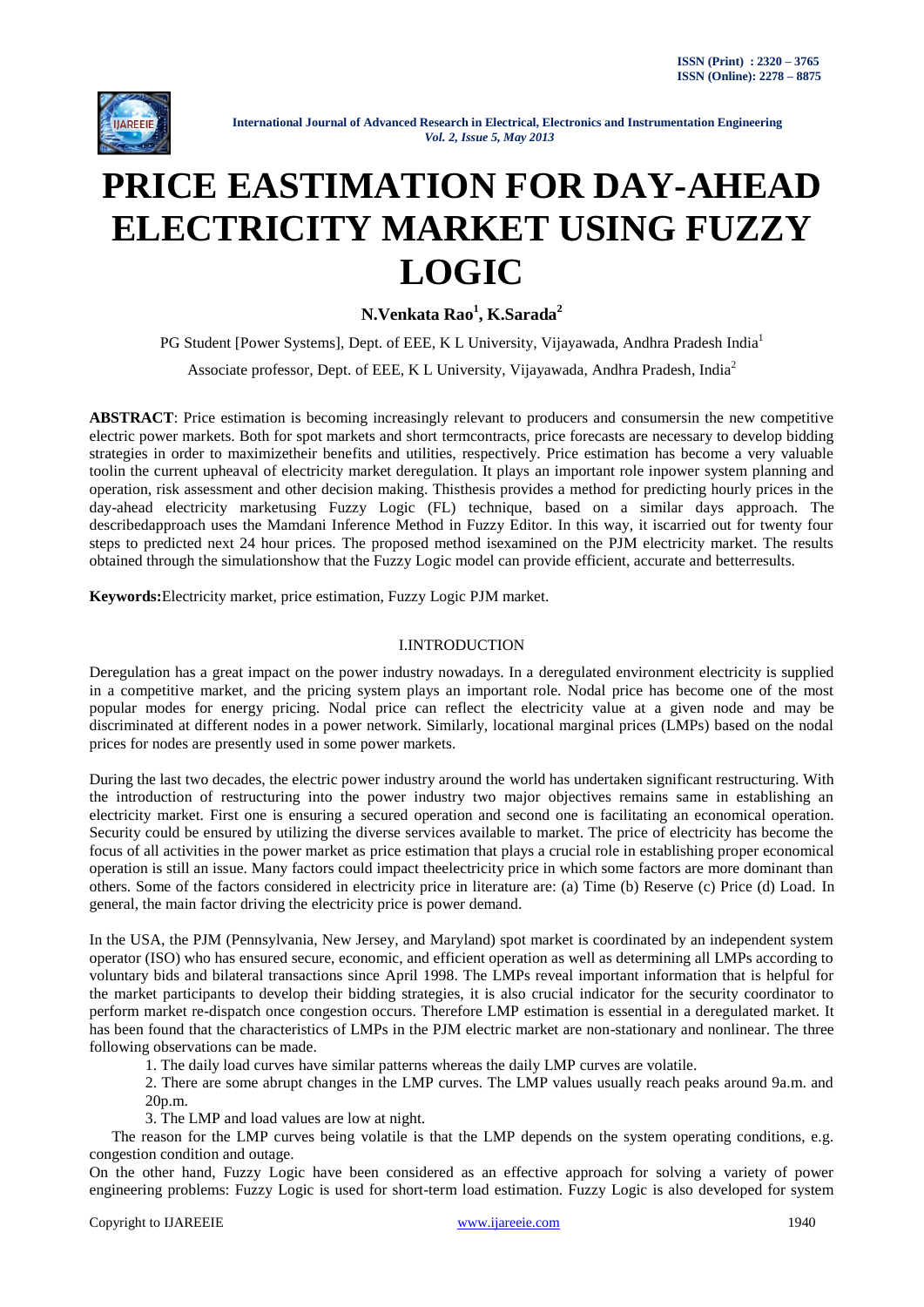# PRICE EASTIMATION FOR DAY-AHEAD ELECTRICITY MARKET USING FUZZY LOGIC

**N.Venkata Rao[1], K.Sarada[2]**

PG Student [Power Systems], Dept. of EEE, K L University, Vijayawada, Andhra Pradesh India[1]

Associate professor, Dept. of EEE, K L University, Vijayawada, Andhra Pradesh, India[2]

**ABSTRACT**: Price estimation is becoming increasingly relevant to producers and consumersin the new competitive electric power markets. Both for spot markets and short termcontracts, price forecasts are necessary to develop bidding strategies in order to maximizetheir benefits and utilities, respectively. Price estimation has become a very valuable toolin the current upheaval of electricity market deregulation. It plays an important role inpower system planning and operation, risk assessment and other decision making. Thisthesis provides a method for predicting hourly prices in the day-ahead electricity marketusing Fuzzy Logic (FL) technique, based on a similar days approach. The describedapproach uses the Mamdani Inference Method in Fuzzy Editor. In this way, it iscarried out for twenty four steps to predicted next 24 hour prices. The proposed method isexamined on the PJM electricity market. The results obtained through the simulationshow that the Fuzzy Logic model can provide efficient, accurate and betterresults.

**Keywords:**Electricity market, price estimation, Fuzzy Logic PJM market.

## I.INTRODUCTION

Deregulation has a great impact on the power industry nowadays. In a deregulated environment electricity is supplied in a competitive market, and the pricing system plays an important role. Nodal price has become one of the most popular modes for energy pricing. Nodal price can reflect the electricity value at a given node and may be discriminated at different nodes in a power network. Similarly, locational marginal prices (LMPs) based on the nodal prices for nodes are presently used in some power markets.

During the last two decades, the electric power industry around the world has undertaken significant restructuring. With the introduction of restructuring into the power industry two major objectives remains same in establishing an electricity market. First one is ensuring a secured operation and second one is facilitating an economical operation. Security could be ensured by utilizing the diverse services available to market. The price of electricity has become the focus of all activities in the power market as price estimation that plays a crucial role in establishing proper economical operation is still an issue. Many factors could impact theelectricity price in which some factors are more dominant than others. Some of the factors considered in electricity price in literature are: (a) Time (b) Reserve (c) Price (d) Load. In general, the main factor driving the electricity price is power demand.

In the USA, the PJM (Pennsylvania, New Jersey, and Maryland) spot market is coordinated by an independent system operator (ISO) who has ensured secure, economic, and efficient operation as well as determining all LMPs according to voluntary bids and bilateral transactions since April 1998. The LMPs reveal important information that is helpful for the market participants to develop their bidding strategies, it is also crucial indicator for the security coordinator to perform market re-dispatch once congestion occurs. Therefore LMP estimation is essential in a deregulated market. It has been found that the characteristics of LMPs in the PJM electric market are non-stationary and nonlinear. The three following observations can be made.

1. The daily load curves have similar patterns whereas the daily LMP curves are volatile.
2. There are some abrupt changes in the LMP curves. The LMP values usually reach peaks around 9a.m. and 20p.m.
3. The LMP and load values are low at night.

The reason for the LMP curves being volatile is that the LMP depends on the system operating conditions, e.g. congestion condition and outage.

On the other hand, Fuzzy Logic have been considered as an effective approach for solving a variety of power engineering problems: Fuzzy Logic is used for short-term load estimation. Fuzzy Logic is also developed for system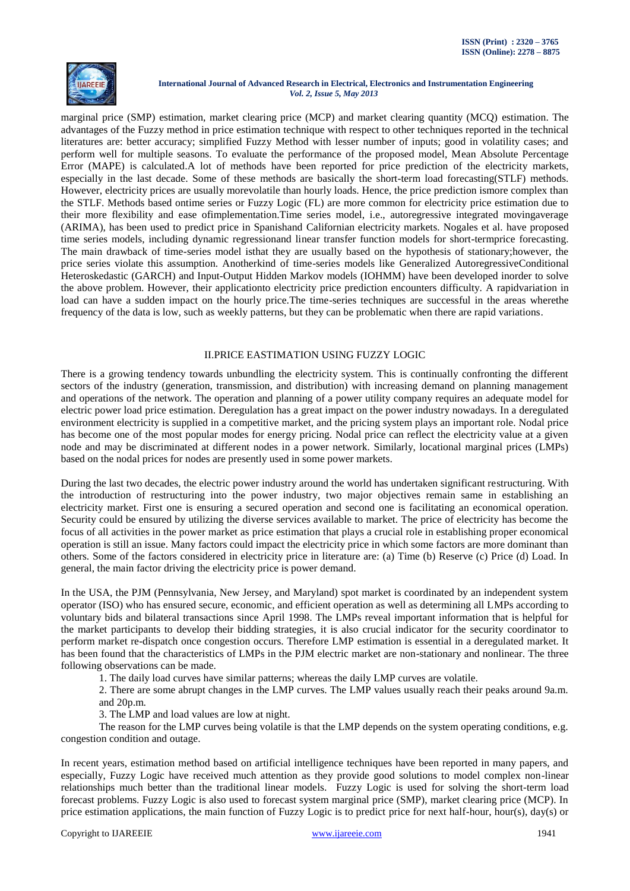marginal price (SMP) estimation, market clearing price (MCP) and market clearing quantity (MCQ) estimation. The advantages of the Fuzzy method in price estimation technique with respect to other techniques reported in the technical literatures are: better accuracy; simplified Fuzzy Method with lesser number of inputs; good in volatility cases; and perform well for multiple seasons. To evaluate the performance of the proposed model, Mean Absolute Percentage Error (MAPE) is calculated.A lot of methods have been reported for price prediction of the electricity markets, especially in the last decade. Some of these methods are basically the short-term load forecasting(STLF) methods. However, electricity prices are usually morevolatile than hourly loads. Hence, the price prediction ismore complex than the STLF. Methods based ontime series or Fuzzy Logic (FL) are more common for electricity price estimation due to their more flexibility and ease ofimplementation.Time series model, i.e., autoregressive integrated movingaverage (ARIMA), has been used to predict price in Spanishand Californian electricity markets. Nogales et al. have proposed time series models, including dynamic regressionand linear transfer function models for short-termprice forecasting. The main drawback of time-series model isthat they are usually based on the hypothesis of stationary;however, the price series violate this assumption. Anotherkind of time-series models like Generalized AutoregressiveConditional Heteroskedastic (GARCH) and Input-Output Hidden Markov models (IOHMM) have been developed inorder to solve the above problem. However, their applicationto electricity price prediction encounters difficulty. A rapidvariation in load can have a sudden impact on the hourly price.The time-series techniques are successful in the areas wherethe frequency of the data is low, such as weekly patterns, but they can be problematic when there are rapid variations.

## II.PRICE EASTIMATION USING FUZZY LOGIC

There is a growing tendency towards unbundling the electricity system. This is continually confronting the different sectors of the industry (generation, transmission, and distribution) with increasing demand on planning management and operations of the network. The operation and planning of a power utility company requires an adequate model for electric power load price estimation. Deregulation has a great impact on the power industry nowadays. In a deregulated environment electricity is supplied in a competitive market, and the pricing system plays an important role. Nodal price has become one of the most popular modes for energy pricing. Nodal price can reflect the electricity value at a given node and may be discriminated at different nodes in a power network. Similarly, locational marginal prices (LMPs) based on the nodal prices for nodes are presently used in some power markets.

During the last two decades, the electric power industry around the world has undertaken significant restructuring. With the introduction of restructuring into the power industry, two major objectives remain same in establishing an electricity market. First one is ensuring a secured operation and second one is facilitating an economical operation. Security could be ensured by utilizing the diverse services available to market. The price of electricity has become the focus of all activities in the power market as price estimation that plays a crucial role in establishing proper economical operation is still an issue. Many factors could impact the electricity price in which some factors are more dominant than others. Some of the factors considered in electricity price in literature are: (a) Time (b) Reserve (c) Price (d) Load. In general, the main factor driving the electricity price is power demand.

In the USA, the PJM (Pennsylvania, New Jersey, and Maryland) spot market is coordinated by an independent system operator (ISO) who has ensured secure, economic, and efficient operation as well as determining all LMPs according to voluntary bids and bilateral transactions since April 1998. The LMPs reveal important information that is helpful for the market participants to develop their bidding strategies, it is also crucial indicator for the security coordinator to perform market re-dispatch once congestion occurs. Therefore LMP estimation is essential in a deregulated market. It has been found that the characteristics of LMPs in the PJM electric market are non-stationary and nonlinear. The three following observations can be made.

1. The daily load curves have similar patterns; whereas the daily LMP curves are volatile.
2. There are some abrupt changes in the LMP curves. The LMP values usually reach their peaks around 9a.m. and 20p.m.
3. The LMP and load values are low at night.

The reason for the LMP curves being volatile is that the LMP depends on the system operating conditions, e.g. congestion condition and outage.

In recent years, estimation method based on artificial intelligence techniques have been reported in many papers, and especially, Fuzzy Logic have received much attention as they provide good solutions to model complex non-linear relationships much better than the traditional linear models. Fuzzy Logic is used for solving the short-term load forecast problems. Fuzzy Logic is also used to forecast system marginal price (SMP), market clearing price (MCP). In price estimation applications, the main function of Fuzzy Logic is to predict price for next half-hour, hour(s), day(s) or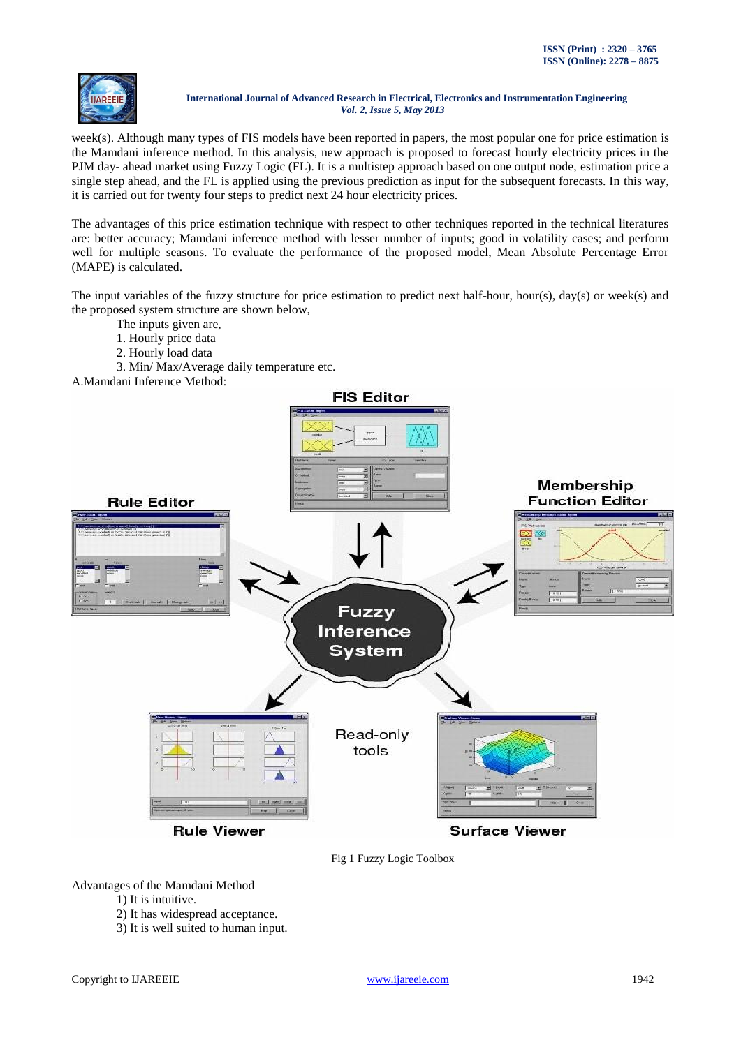week(s). Although many types of FIS models have been reported in papers, the most popular one for price estimation is the Mamdani inference method. In this analysis, new approach is proposed to forecast hourly electricity prices in the PJM day- ahead market using Fuzzy Logic (FL). It is a multistep approach based on one output node, estimation price a single step ahead, and the FL is applied using the previous prediction as input for the subsequent forecasts. In this way, it is carried out for twenty four steps to predict next 24 hour electricity prices.

The advantages of this price estimation technique with respect to other techniques reported in the technical literatures are: better accuracy; Mamdani inference method with lesser number of inputs; good in volatility cases; and perform well for multiple seasons. To evaluate the performance of the proposed model, Mean Absolute Percentage Error (MAPE) is calculated.

The input variables of the fuzzy structure for price estimation to predict next half-hour, hour(s), day(s) or week(s) and the proposed system structure are shown below,

The inputs given are,

1. Hourly price data
2. Hourly load data
3. Min/ Max/Average daily temperature etc.

A.Mamdani Inference Method:

Fig 1 Fuzzy Logic Toolbox

Advantages of the Mamdani Method

1) It is intuitive.
2) It has widespread acceptance.
3) It is well suited to human input.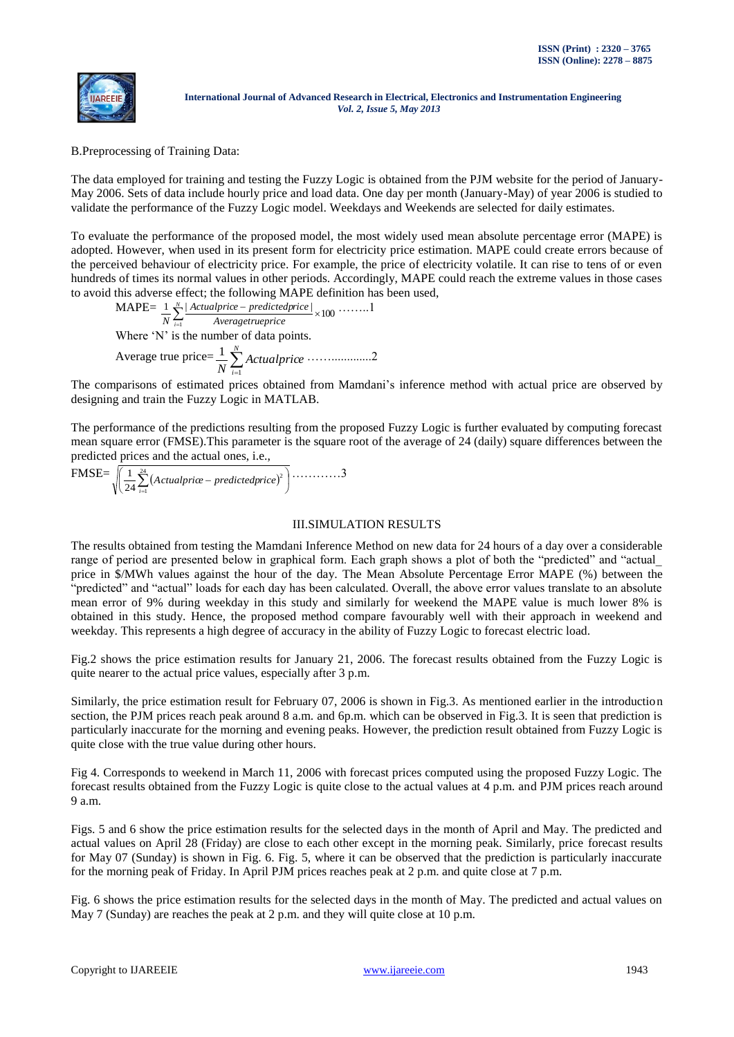B.Preprocessing of Training Data:

The data employed for training and testing the Fuzzy Logic is obtained from the PJM website for the period of January-May 2006. Sets of data include hourly price and load data. One day per month (January-May) of year 2006 is studied to validate the performance of the Fuzzy Logic model. Weekdays and Weekends are selected for daily estimates.

To evaluate the performance of the proposed model, the most widely used mean absolute percentage error (MAPE) is adopted. However, when used in its present form for electricity price estimation. MAPE could create errors because of the perceived behaviour of electricity price. For example, the price of electricity volatile. It can rise to tens of or even hundreds of times its normal values in other periods. Accordingly, MAPE could reach the extreme values in those cases to avoid this adverse effect; the following MAPE definition has been used,

$$\text{MAPE}= \frac{1}{N}\sum_{i=1}^{N}\frac{|Actualprice - predictedprice|}{Averagetrueprice}\times 100 \quad \text{……..1}$$

Where 'N' is the number of data points.

$$\text{Average true price}= \frac{1}{N}\sum_{i=1}^{N} Actualprice \quad \text{……..............2}$$

The comparisons of estimated prices obtained from Mamdani's inference method with actual price are observed by designing and train the Fuzzy Logic in MATLAB.

The performance of the predictions resulting from the proposed Fuzzy Logic is further evaluated by computing forecast mean square error (FMSE).This parameter is the square root of the average of 24 (daily) square differences between the predicted prices and the actual ones, i.e.,

$$\text{FMSE}= \sqrt{\left(\frac{1}{24}\sum_{i=1}^{24}(Actualprice - predictedprice)^2\right)} \quad \text{…………3}$$

## III.SIMULATION RESULTS

The results obtained from testing the Mamdani Inference Method on new data for 24 hours of a day over a considerable range of period are presented below in graphical form. Each graph shows a plot of both the "predicted" and "actual_ price in $/MWh values against the hour of the day. The Mean Absolute Percentage Error MAPE (%) between the "predicted" and "actual" loads for each day has been calculated. Overall, the above error values translate to an absolute mean error of 9% during weekday in this study and similarly for weekend the MAPE value is much lower 8% is obtained in this study. Hence, the proposed method compare favourably well with their approach in weekend and weekday. This represents a high degree of accuracy in the ability of Fuzzy Logic to forecast electric load.

Fig.2 shows the price estimation results for January 21, 2006. The forecast results obtained from the Fuzzy Logic is quite nearer to the actual price values, especially after 3 p.m.

Similarly, the price estimation result for February 07, 2006 is shown in Fig.3. As mentioned earlier in the introduction section, the PJM prices reach peak around 8 a.m. and 6p.m. which can be observed in Fig.3. It is seen that prediction is particularly inaccurate for the morning and evening peaks. However, the prediction result obtained from Fuzzy Logic is quite close with the true value during other hours.

Fig 4. Corresponds to weekend in March 11, 2006 with forecast prices computed using the proposed Fuzzy Logic. The forecast results obtained from the Fuzzy Logic is quite close to the actual values at 4 p.m. and PJM prices reach around 9 a.m.

Figs. 5 and 6 show the price estimation results for the selected days in the month of April and May. The predicted and actual values on April 28 (Friday) are close to each other except in the morning peak. Similarly, price forecast results for May 07 (Sunday) is shown in Fig. 6. Fig. 5, where it can be observed that the prediction is particularly inaccurate for the morning peak of Friday. In April PJM prices reaches peak at 2 p.m. and quite close at 7 p.m.

Fig. 6 shows the price estimation results for the selected days in the month of May. The predicted and actual values on May 7 (Sunday) are reaches the peak at 2 p.m. and they will quite close at 10 p.m.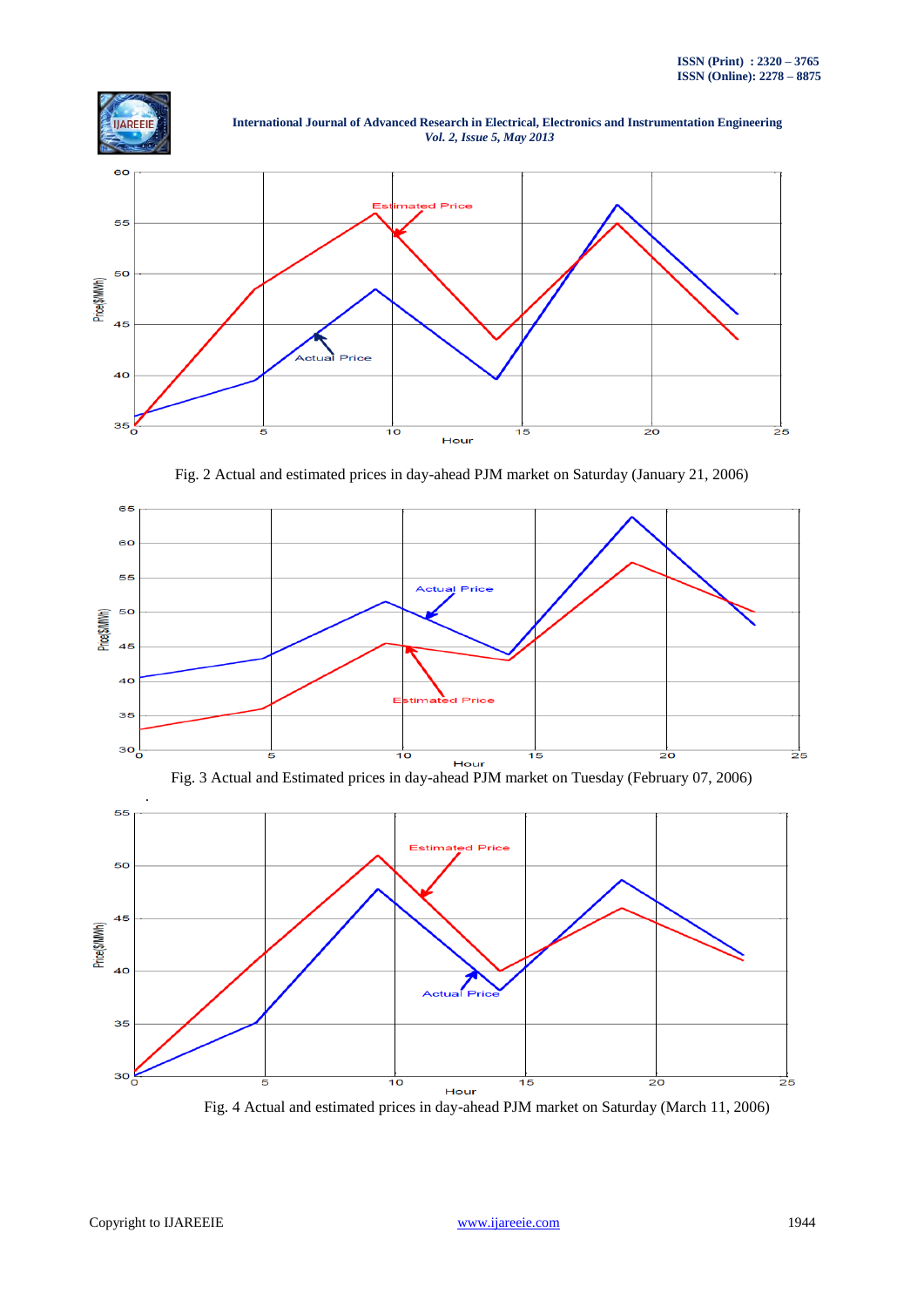Fig. 2 Actual and estimated prices in day-ahead PJM market on Saturday (January 21, 2006)

Fig. 3 Actual and Estimated prices in day-ahead PJM market on Tuesday (February 07, 2006)

Fig. 4 Actual and estimated prices in day-ahead PJM market on Saturday (March 11, 2006)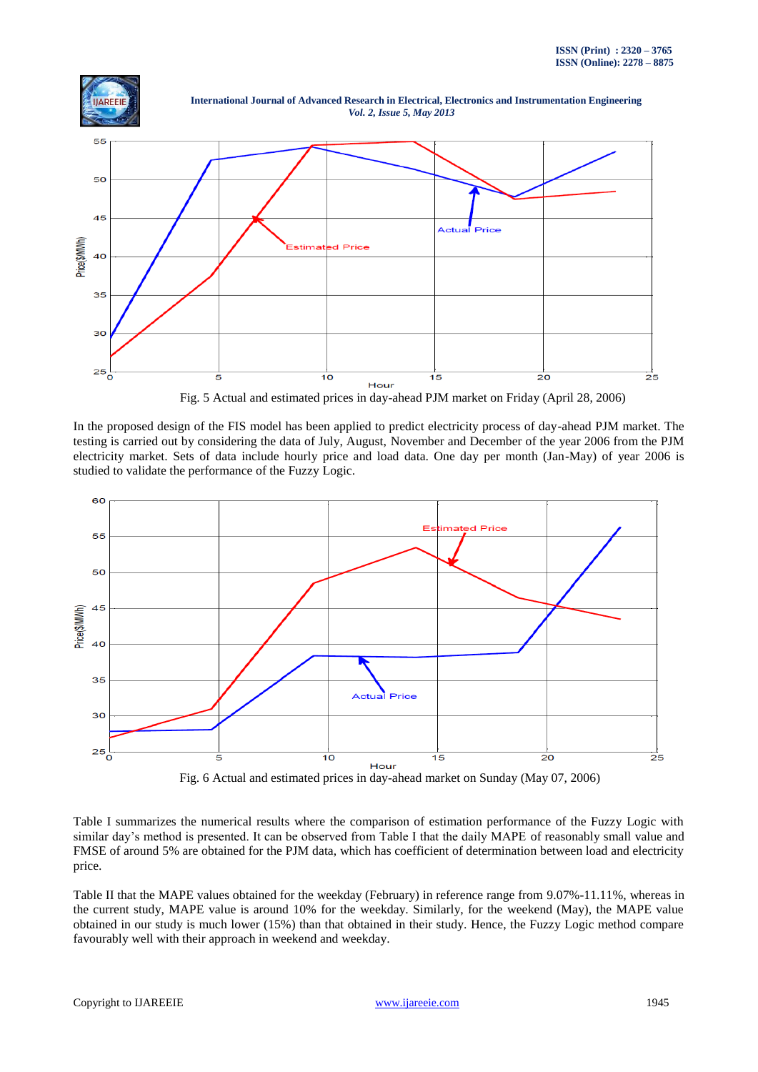Fig. 5 Actual and estimated prices in day-ahead PJM market on Friday (April 28, 2006)

In the proposed design of the FIS model has been applied to predict electricity process of day-ahead PJM market. The testing is carried out by considering the data of July, August, November and December of the year 2006 from the PJM electricity market. Sets of data include hourly price and load data. One day per month (Jan-May) of year 2006 is studied to validate the performance of the Fuzzy Logic.

Fig. 6 Actual and estimated prices in day-ahead market on Sunday (May 07, 2006)

Table I summarizes the numerical results where the comparison of estimation performance of the Fuzzy Logic with similar day's method is presented. It can be observed from Table I that the daily MAPE of reasonably small value and FMSE of around 5% are obtained for the PJM data, which has coefficient of determination between load and electricity price.

Table II that the MAPE values obtained for the weekday (February) in reference range from 9.07%-11.11%, whereas in the current study, MAPE value is around 10% for the weekday. Similarly, for the weekend (May), the MAPE value obtained in our study is much lower (15%) than that obtained in their study. Hence, the Fuzzy Logic method compare favourably well with their approach in weekend and weekday.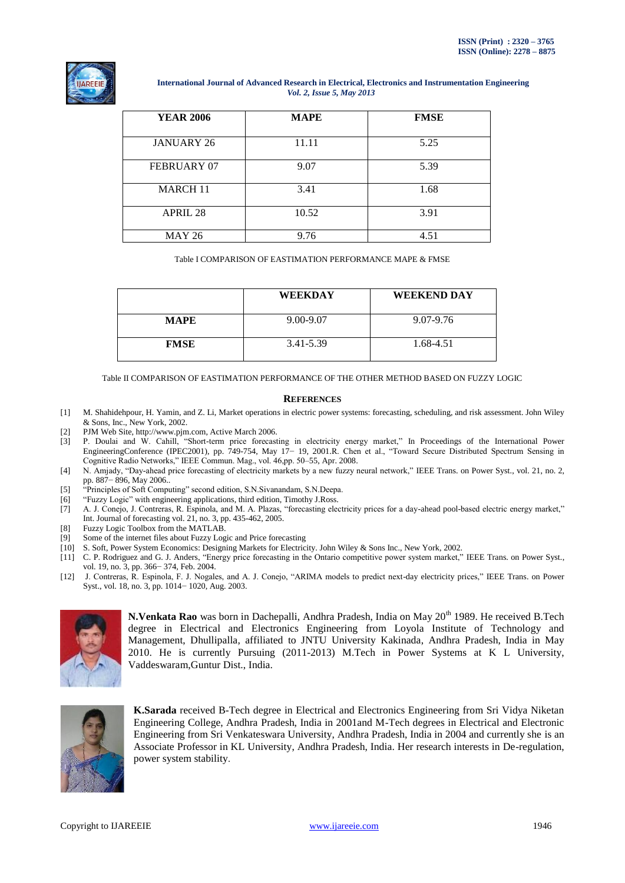| YEAR 2006 | MAPE | FMSE |
|---|---|---|
| JANUARY 26 | 11.11 | 5.25 |
| FEBRUARY 07 | 9.07 | 5.39 |
| MARCH 11 | 3.41 | 1.68 |
| APRIL 28 | 10.52 | 3.91 |
| MAY 26 | 9.76 | 4.51 |

Table I COMPARISON OF EASTIMATION PERFORMANCE MAPE & FMSE

| | WEEKDAY | WEEKEND DAY |
|---|---|---|
| **MAPE** | 9.00-9.07 | 9.07-9.76 |
| **FMSE** | 3.41-5.39 | 1.68-4.51 |

Table II COMPARISON OF EASTIMATION PERFORMANCE OF THE OTHER METHOD BASED ON FUZZY LOGIC

## REFERENCES

[1] M. Shahidehpour, H. Yamin, and Z. Li, Market operations in electric power systems: forecasting, scheduling, and risk assessment. John Wiley & Sons, Inc., New York, 2002.

[2] PJM Web Site, http://www.pjm.com, Active March 2006.

[3] P. Doulai and W. Cahill, "Short-term price forecasting in electricity energy market," In Proceedings of the International Power EngineeringConference (IPEC2001), pp. 749-754, May 17− 19, 2001.R. Chen et al., "Toward Secure Distributed Spectrum Sensing in Cognitive Radio Networks," IEEE Commun. Mag., vol. 46,pp. 50–55, Apr. 2008.

[4] N. Amjady, "Day-ahead price forecasting of electricity markets by a new fuzzy neural network," IEEE Trans. on Power Syst., vol. 21, no. 2, pp. 887− 896, May 2006..

[5] "Principles of Soft Computing" second edition, S.N.Sivanandam, S.N.Deepa.

[6] "Fuzzy Logic" with engineering applications, third edition, Timothy J.Ross.

[7] A. J. Conejo, J. Contreras, R. Espinola, and M. A. Plazas, "forecasting electricity prices for a day-ahead pool-based electric energy market," Int. Journal of forecasting vol. 21, no. 3, pp. 435-462, 2005.

[8] Fuzzy Logic Toolbox from the MATLAB.

[9] Some of the internet files about Fuzzy Logic and Price forecasting

[10] S. Soft, Power System Economics: Designing Markets for Electricity. John Wiley & Sons Inc., New York, 2002.

[11] C. P. Rodriguez and G. J. Anders, "Energy price forecasting in the Ontario competitive power system market," IEEE Trans. on Power Syst., vol. 19, no. 3, pp. 366− 374, Feb. 2004.

[12] J. Contreras, R. Espinola, F. J. Nogales, and A. J. Conejo, "ARIMA models to predict next-day electricity prices," IEEE Trans. on Power Syst., vol. 18, no. 3, pp. 1014− 1020, Aug. 2003.

**N.Venkata Rao** was born in Dachepalli, Andhra Pradesh, India on May 20th 1989. He received B.Tech degree in Electrical and Electronics Engineering from Loyola Institute of Technology and Management, Dhullipalla, affiliated to JNTU University Kakinada, Andhra Pradesh, India in May 2010. He is currently Pursuing (2011-2013) M.Tech in Power Systems at K L University, Vaddeswaram,Guntur Dist., India.

**K.Sarada** received B-Tech degree in Electrical and Electronics Engineering from Sri Vidya Niketan Engineering College, Andhra Pradesh, India in 2001and M-Tech degrees in Electrical and Electronic Engineering from Sri Venkateswara University, Andhra Pradesh, India in 2004 and currently she is an Associate Professor in KL University, Andhra Pradesh, India. Her research interests in De-regulation, power system stability.